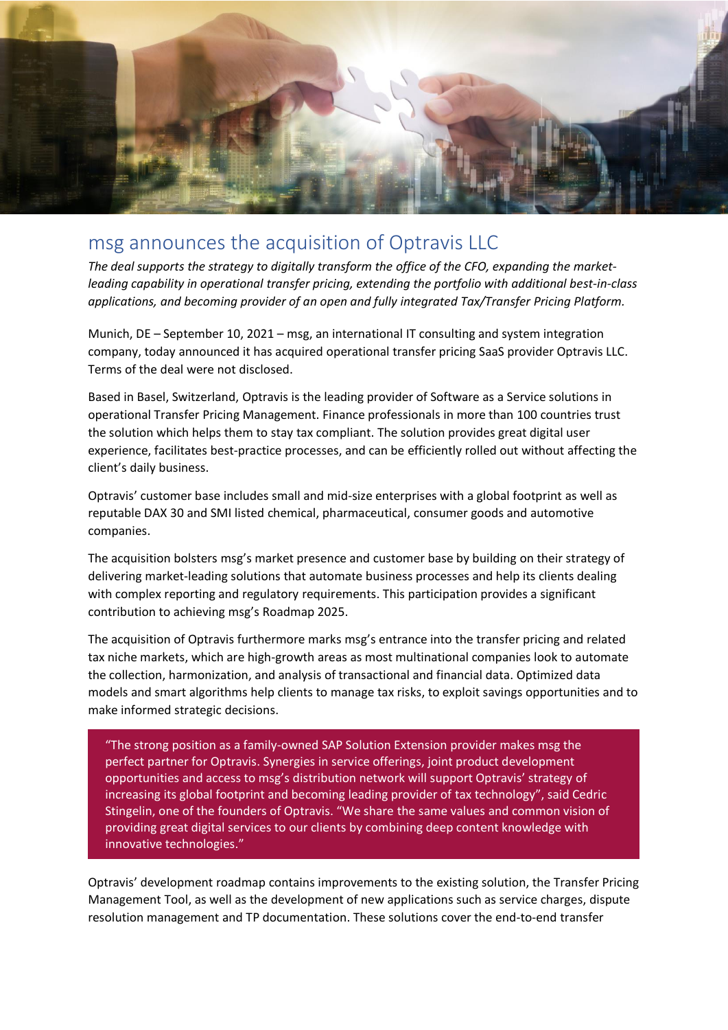# msg announces the acquisition of Optravis LLC

*The deal supports the strategy to digitally transform the office of the CFO, expanding the market-leading capability in operational transfer pricing, extending the portfolio with additional best-in-class applications, and becoming provider of an open and fully integrated Tax/Transfer Pricing Platform.*

Munich, DE – September 10, 2021 – msg, an international IT consulting and system integration company, today announced it has acquired operational transfer pricing SaaS provider Optravis LLC. Terms of the deal were not disclosed.

Based in Basel, Switzerland, Optravis is the leading provider of Software as a Service solutions in operational Transfer Pricing Management. Finance professionals in more than 100 countries trust the solution which helps them to stay tax compliant. The solution provides great digital user experience, facilitates best-practice processes, and can be efficiently rolled out without affecting the client's daily business.

Optravis' customer base includes small and mid-size enterprises with a global footprint as well as reputable DAX 30 and SMI listed chemical, pharmaceutical, consumer goods and automotive companies.

The acquisition bolsters msg's market presence and customer base by building on their strategy of delivering market-leading solutions that automate business processes and help its clients dealing with complex reporting and regulatory requirements. This participation provides a significant contribution to achieving msg's Roadmap 2025.

The acquisition of Optravis furthermore marks msg's entrance into the transfer pricing and related tax niche markets, which are high-growth areas as most multinational companies look to automate the collection, harmonization, and analysis of transactional and financial data. Optimized data models and smart algorithms help clients to manage tax risks, to exploit savings opportunities and to make informed strategic decisions.

> "The strong position as a family-owned SAP Solution Extension provider makes msg the perfect partner for Optravis. Synergies in service offerings, joint product development opportunities and access to msg's distribution network will support Optravis' strategy of increasing its global footprint and becoming leading provider of tax technology", said Cedric Stingelin, one of the founders of Optravis. "We share the same values and common vision of providing great digital services to our clients by combining deep content knowledge with innovative technologies."

Optravis' development roadmap contains improvements to the existing solution, the Transfer Pricing Management Tool, as well as the development of new applications such as service charges, dispute resolution management and TP documentation. These solutions cover the end-to-end transfer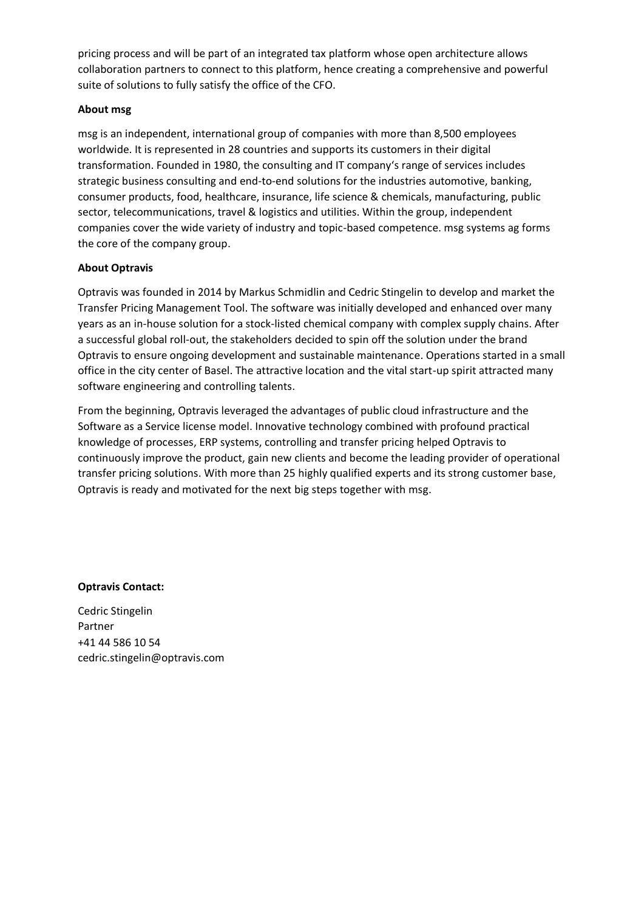pricing process and will be part of an integrated tax platform whose open architecture allows collaboration partners to connect to this platform, hence creating a comprehensive and powerful suite of solutions to fully satisfy the office of the CFO.

**About msg**

msg is an independent, international group of companies with more than 8,500 employees worldwide. It is represented in 28 countries and supports its customers in their digital transformation. Founded in 1980, the consulting and IT company's range of services includes strategic business consulting and end-to-end solutions for the industries automotive, banking, consumer products, food, healthcare, insurance, life science & chemicals, manufacturing, public sector, telecommunications, travel & logistics and utilities. Within the group, independent companies cover the wide variety of industry and topic-based competence. msg systems ag forms the core of the company group.

**About Optravis**

Optravis was founded in 2014 by Markus Schmidlin and Cedric Stingelin to develop and market the Transfer Pricing Management Tool. The software was initially developed and enhanced over many years as an in-house solution for a stock-listed chemical company with complex supply chains. After a successful global roll-out, the stakeholders decided to spin off the solution under the brand Optravis to ensure ongoing development and sustainable maintenance. Operations started in a small office in the city center of Basel. The attractive location and the vital start-up spirit attracted many software engineering and controlling talents.

From the beginning, Optravis leveraged the advantages of public cloud infrastructure and the Software as a Service license model. Innovative technology combined with profound practical knowledge of processes, ERP systems, controlling and transfer pricing helped Optravis to continuously improve the product, gain new clients and become the leading provider of operational transfer pricing solutions. With more than 25 highly qualified experts and its strong customer base, Optravis is ready and motivated for the next big steps together with msg.

**Optravis Contact:**

Cedric Stingelin
Partner
+41 44 586 10 54
cedric.stingelin@optravis.com